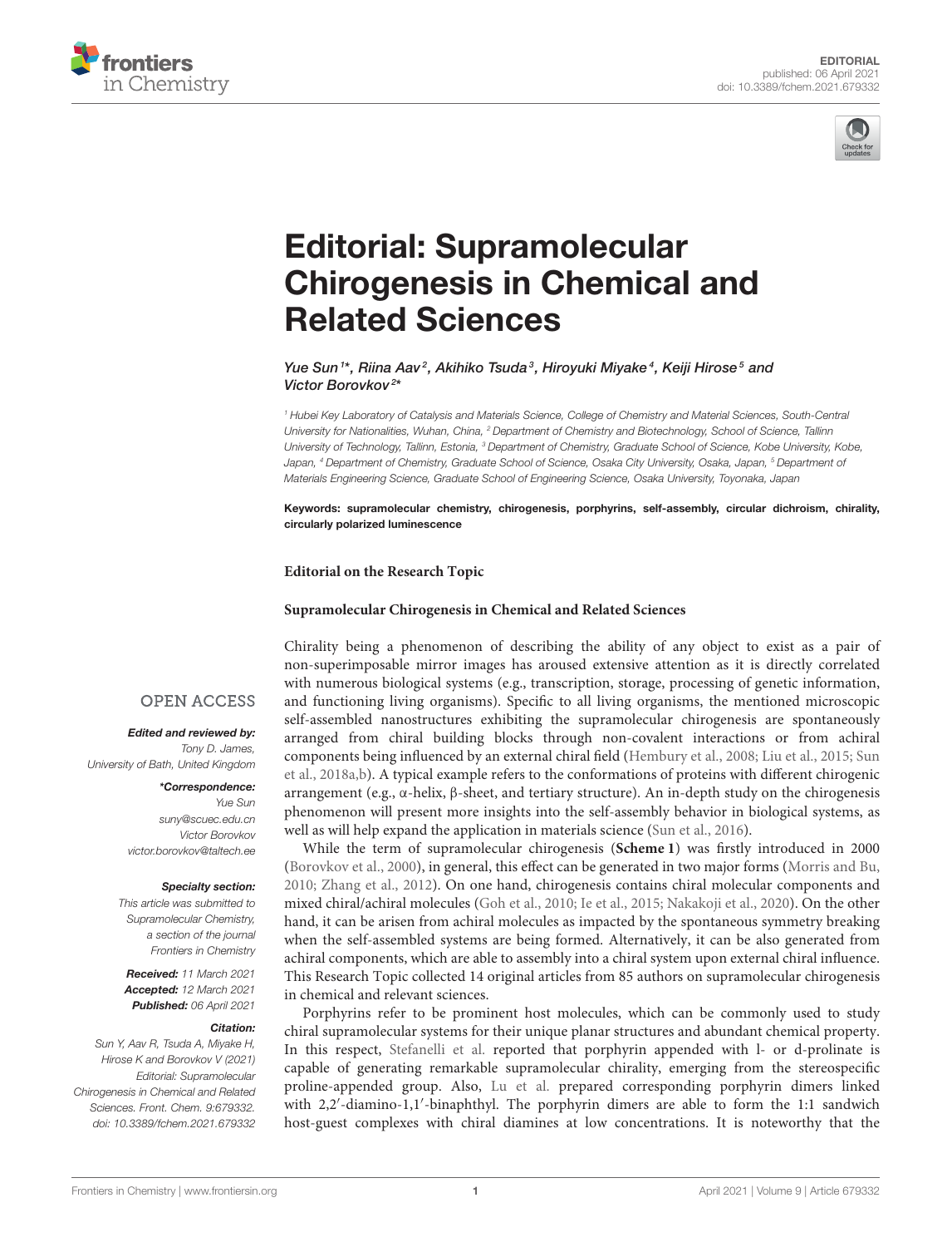# Editorial: Supramolecular Chirogenesis in Chemical and Related Sciences

*Yue Sun[1]\*, Riina Aav[2], Akihiko Tsuda[3], Hiroyuki Miyake[4], Keiji Hirose[5] and Victor Borovkov[2]\**

[1] Hubei Key Laboratory of Catalysis and Materials Science, College of Chemistry and Material Sciences, South-Central University for Nationalities, Wuhan, China, [2] Department of Chemistry and Biotechnology, School of Science, Tallinn University of Technology, Tallinn, Estonia, [3] Department of Chemistry, Graduate School of Science, Kobe University, Kobe, Japan, [4] Department of Chemistry, Graduate School of Science, Osaka City University, Osaka, Japan, [5] Department of Materials Engineering Science, Graduate School of Engineering Science, Osaka University, Toyonaka, Japan

**Keywords:** supramolecular chemistry, chirogenesis, porphyrins, self-assembly, circular dichroism, chirality, circularly polarized luminescence

OPEN ACCESS

***Edited and reviewed by:***
*Tony D. James,*
*University of Bath, United Kingdom*

***\*Correspondence:***
*Yue Sun*
*suny@scuec.edu.cn*
*Victor Borovkov*
*victor.borovkov@taltech.ee*

***Specialty section:***
*This article was submitted to Supramolecular Chemistry, a section of the journal Frontiers in Chemistry*

***Received:*** *11 March 2021*
***Accepted:*** *12 March 2021*
***Published:*** *06 April 2021*

***Citation:***
*Sun Y, Aav R, Tsuda A, Miyake H, Hirose K and Borovkov V (2021) Editorial: Supramolecular Chirogenesis in Chemical and Related Sciences. Front. Chem. 9:679332. doi: 10.3389/fchem.2021.679332*

**Editorial on the Research Topic**

**Supramolecular Chirogenesis in Chemical and Related Sciences**

Chirality being a phenomenon of describing the ability of any object to exist as a pair of non-superimposable mirror images has aroused extensive attention as it is directly correlated with numerous biological systems (e.g., transcription, storage, processing of genetic information, and functioning living organisms). Specific to all living organisms, the mentioned microscopic self-assembled nanostructures exhibiting the supramolecular chirogenesis are spontaneously arranged from chiral building blocks through non-covalent interactions or from achiral components being influenced by an external chiral field (Hembury et al., 2008; Liu et al., 2015; Sun et al., 2018a,b). A typical example refers to the conformations of proteins with different chirogenic arrangement (e.g., α-helix, β-sheet, and tertiary structure). An in-depth study on the chirogenesis phenomenon will present more insights into the self-assembly behavior in biological systems, as well as will help expand the application in materials science (Sun et al., 2016).

While the term of supramolecular chirogenesis (**Scheme 1**) was firstly introduced in 2000 (Borovkov et al., 2000), in general, this effect can be generated in two major forms (Morris and Bu, 2010; Zhang et al., 2012). On one hand, chirogenesis contains chiral molecular components and mixed chiral/achiral molecules (Goh et al., 2010; Ie et al., 2015; Nakakoji et al., 2020). On the other hand, it can be arisen from achiral molecules as impacted by the spontaneous symmetry breaking when the self-assembled systems are being formed. Alternatively, it can be also generated from achiral components, which are able to assembly into a chiral system upon external chiral influence. This Research Topic collected 14 original articles from 85 authors on supramolecular chirogenesis in chemical and relevant sciences.

Porphyrins refer to be prominent host molecules, which can be commonly used to study chiral supramolecular systems for their unique planar structures and abundant chemical property. In this respect, Stefanelli et al. reported that porphyrin appended with l- or d-prolinate is capable of generating remarkable supramolecular chirality, emerging from the stereospecific proline-appended group. Also, Lu et al. prepared corresponding porphyrin dimers linked with 2,2′-diamino-1,1′-binaphthyl. The porphyrin dimers are able to form the 1:1 sandwich host-guest complexes with chiral diamines at low concentrations. It is noteworthy that the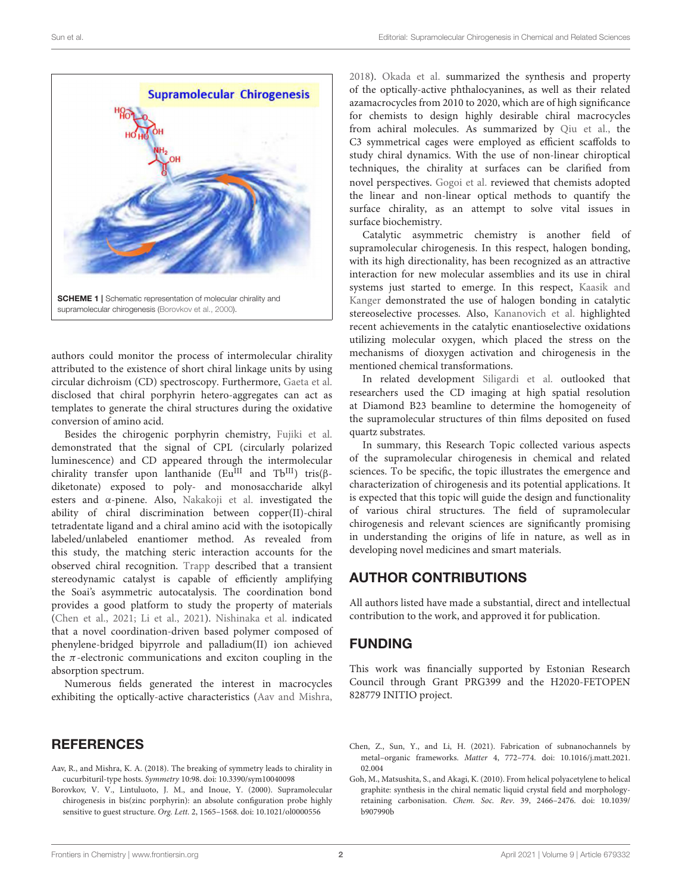SCHEME 1 | Schematic representation of molecular chirality and supramolecular chirogenesis (Borovkov et al., 2000).

authors could monitor the process of intermolecular chirality attributed to the existence of short chiral linkage units by using circular dichroism (CD) spectroscopy. Furthermore, Gaeta et al. disclosed that chiral porphyrin hetero-aggregates can act as templates to generate the chiral structures during the oxidative conversion of amino acid.

Besides the chirogenic porphyrin chemistry, Fujiki et al. demonstrated that the signal of CPL (circularly polarized luminescence) and CD appeared through the intermolecular chirality transfer upon lanthanide ($Eu^{III}$ and $Tb^{III}$) tris(β-diketonate) exposed to poly- and monosaccharide alkyl esters and α-pinene. Also, Nakakoji et al. investigated the ability of chiral discrimination between copper(II)-chiral tetradentate ligand and a chiral amino acid with the isotopically labeled/unlabeled enantiomer method. As revealed from this study, the matching steric interaction accounts for the observed chiral recognition. Trapp described that a transient stereodynamic catalyst is capable of efficiently amplifying the Soai's asymmetric autocatalysis. The coordination bond provides a good platform to study the property of materials (Chen et al., 2021; Li et al., 2021). Nishinaka et al. indicated that a novel coordination-driven based polymer composed of phenylene-bridged bipyrrole and palladium(II) ion achieved the $\pi$-electronic communications and exciton coupling in the absorption spectrum.

Numerous fields generated the interest in macrocycles exhibiting the optically-active characteristics (Aav and Mishra, 2018). Okada et al. summarized the synthesis and property of the optically-active phthalocyanines, as well as their related azamacrocycles from 2010 to 2020, which are of high significance for chemists to design highly desirable chiral macrocycles from achiral molecules. As summarized by Qiu et al., the C3 symmetrical cages were employed as efficient scaffolds to study chiral dynamics. With the use of non-linear chiroptical techniques, the chirality at surfaces can be clarified from novel perspectives. Gogoi et al. reviewed that chemists adopted the linear and non-linear optical methods to quantify the surface chirality, as an attempt to solve vital issues in surface biochemistry.

Catalytic asymmetric chemistry is another field of supramolecular chirogenesis. In this respect, halogen bonding, with its high directionality, has been recognized as an attractive interaction for new molecular assemblies and its use in chiral systems just started to emerge. In this respect, Kaasik and Kanger demonstrated the use of halogen bonding in catalytic stereoselective processes. Also, Kananovich et al. highlighted recent achievements in the catalytic enantioselective oxidations utilizing molecular oxygen, which placed the stress on the mechanisms of dioxygen activation and chirogenesis in the mentioned chemical transformations.

In related development Siligardi et al. outlooked that researchers used the CD imaging at high spatial resolution at Diamond B23 beamline to determine the homogeneity of the supramolecular structures of thin films deposited on fused quartz substrates.

In summary, this Research Topic collected various aspects of the supramolecular chirogenesis in chemical and related sciences. To be specific, the topic illustrates the emergence and characterization of chirogenesis and its potential applications. It is expected that this topic will guide the design and functionality of various chiral structures. The field of supramolecular chirogenesis and relevant sciences are significantly promising in understanding the origins of life in nature, as well as in developing novel medicines and smart materials.

## AUTHOR CONTRIBUTIONS

All authors listed have made a substantial, direct and intellectual contribution to the work, and approved it for publication.

## FUNDING

This work was financially supported by Estonian Research Council through Grant PRG399 and the H2020-FETOPEN 828779 INITIO project.

## REFERENCES

Aav, R., and Mishra, K. A. (2018). The breaking of symmetry leads to chirality in cucurbituril-type hosts. *Symmetry* 10:98. doi: 10.3390/sym10040098

Borovkov, V. V., Lintuluoto, J. M., and Inoue, Y. (2000). Supramolecular chirogenesis in bis(zinc porphyrin): an absolute configuration probe highly sensitive to guest structure. *Org. Lett.* 2, 1565–1568. doi: 10.1021/ol0000556

Chen, Z., Sun, Y., and Li, H. (2021). Fabrication of subnanochannels by metal–organic frameworks. *Matter* 4, 772–774. doi: 10.1016/j.matt.2021.02.004

Goh, M., Matsushita, S., and Akagi, K. (2010). From helical polyacetylene to helical graphite: synthesis in the chiral nematic liquid crystal field and morphology-retaining carbonisation. *Chem. Soc. Rev.* 39, 2466–2476. doi: 10.1039/b907990b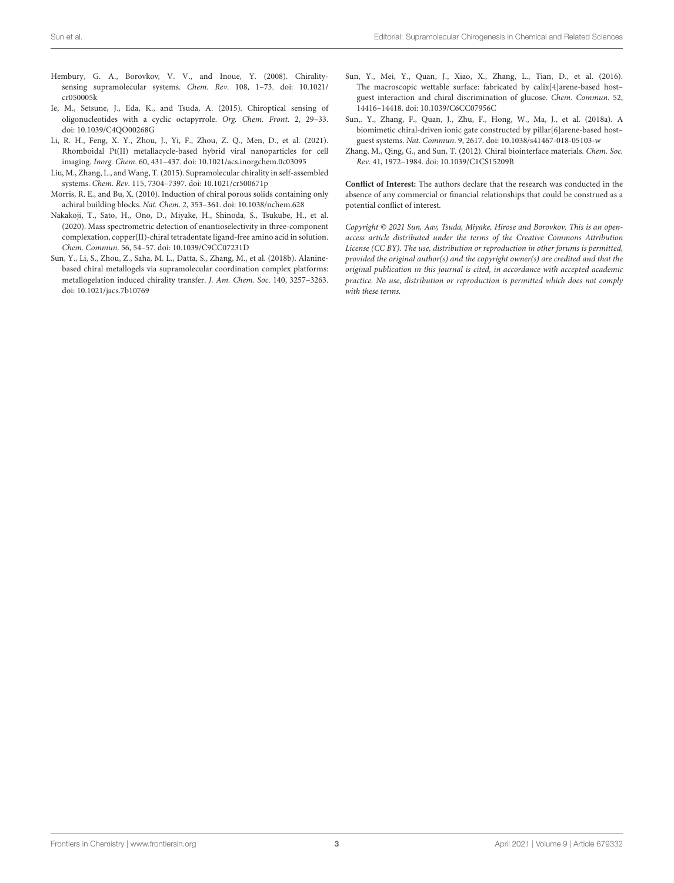Hembury, G. A., Borovkov, V. V., and Inoue, Y. (2008). Chirality-sensing supramolecular systems. *Chem. Rev*. 108, 1–73. doi: 10.1021/cr050005k

Ie, M., Setsune, J., Eda, K., and Tsuda, A. (2015). Chiroptical sensing of oligonucleotides with a cyclic octapyrrole. *Org. Chem. Front*. 2, 29–33. doi: 10.1039/C4QO00268G

Li, R. H., Feng, X. Y., Zhou, J., Yi, F., Zhou, Z. Q., Men, D., et al. (2021). Rhomboidal Pt(II) metallacycle-based hybrid viral nanoparticles for cell imaging. *Inorg. Chem*. 60, 431–437. doi: 10.1021/acs.inorgchem.0c03095

Liu, M., Zhang, L., and Wang, T. (2015). Supramolecular chirality in self-assembled systems. *Chem. Rev*. 115, 7304–7397. doi: 10.1021/cr500671p

Morris, R. E., and Bu, X. (2010). Induction of chiral porous solids containing only achiral building blocks. *Nat. Chem*. 2, 353–361. doi: 10.1038/nchem.628

Nakakoji, T., Sato, H., Ono, D., Miyake, H., Shinoda, S., Tsukube, H., et al. (2020). Mass spectrometric detection of enantioselectivity in three-component complexation, copper(II)-chiral tetradentate ligand-free amino acid in solution. *Chem. Commun*. 56, 54–57. doi: 10.1039/C9CC07231D

Sun, Y., Li, S., Zhou, Z., Saha, M. L., Datta, S., Zhang, M., et al. (2018b). Alanine-based chiral metallogels via supramolecular coordination complex platforms: metallogelation induced chirality transfer. *J. Am. Chem. Soc*. 140, 3257–3263. doi: 10.1021/jacs.7b10769

Sun, Y., Mei, Y., Quan, J., Xiao, X., Zhang, L., Tian, D., et al. (2016). The macroscopic wettable surface: fabricated by calix[4]arene-based host–guest interaction and chiral discrimination of glucose. *Chem. Commun*. 52, 14416–14418. doi: 10.1039/C6CC07956C

Sun,. Y., Zhang, F., Quan, J., Zhu, F., Hong, W., Ma, J., et al. (2018a). A biomimetic chiral-driven ionic gate constructed by pillar[6]arene-based host–guest systems. *Nat. Commun*. 9, 2617. doi: 10.1038/s41467-018-05103-w

Zhang, M., Qing, G., and Sun, T. (2012). Chiral biointerface materials. *Chem. Soc. Rev*. 41, 1972–1984. doi: 10.1039/C1CS15209B

**Conflict of Interest:** The authors declare that the research was conducted in the absence of any commercial or financial relationships that could be construed as a potential conflict of interest.

*Copyright © 2021 Sun, Aav, Tsuda, Miyake, Hirose and Borovkov. This is an open-access article distributed under the terms of the Creative Commons Attribution License (CC BY). The use, distribution or reproduction in other forums is permitted, provided the original author(s) and the copyright owner(s) are credited and that the original publication in this journal is cited, in accordance with accepted academic practice. No use, distribution or reproduction is permitted which does not comply with these terms.*